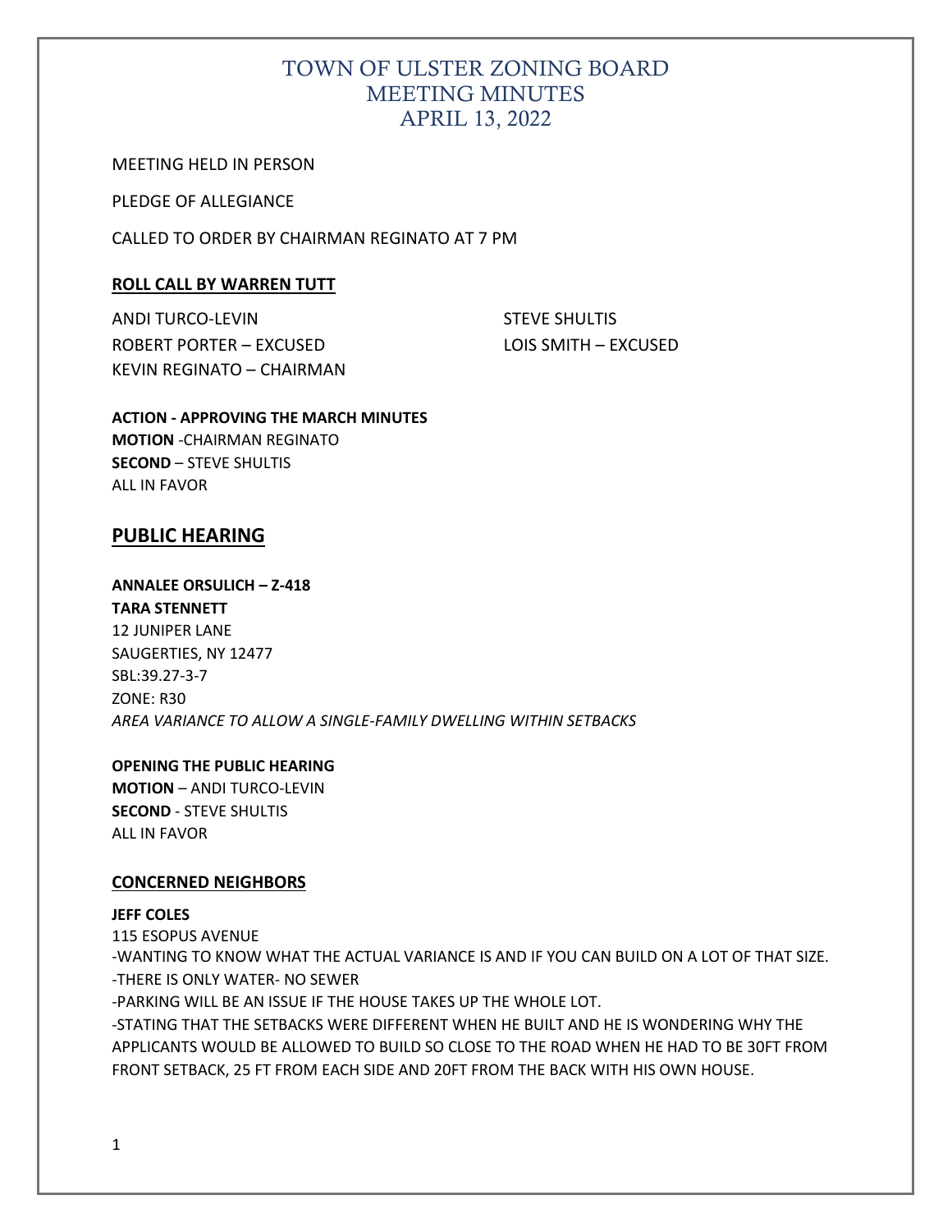# TOWN OF ULSTER ZONING BOARD
# MEETING MINUTES
# APRIL 13, 2022

MEETING HELD IN PERSON

PLEDGE OF ALLEGIANCE

CALLED TO ORDER BY CHAIRMAN REGINATO AT 7 PM

**ROLL CALL BY WARREN TUTT**

ANDI TURCO-LEVIN
ROBERT PORTER – EXCUSED
KEVIN REGINATO – CHAIRMAN
STEVE SHULTIS
LOIS SMITH – EXCUSED

**ACTION - APPROVING THE MARCH MINUTES**
**MOTION** -CHAIRMAN REGINATO
**SECOND** – STEVE SHULTIS
ALL IN FAVOR

## PUBLIC HEARING

**ANNALEE ORSULICH – Z-418**
**TARA STENNETT**
12 JUNIPER LANE
SAUGERTIES, NY 12477
SBL:39.27-3-7
ZONE: R30
*AREA VARIANCE TO ALLOW A SINGLE-FAMILY DWELLING WITHIN SETBACKS*

**OPENING THE PUBLIC HEARING**
**MOTION** – ANDI TURCO-LEVIN
**SECOND** - STEVE SHULTIS
ALL IN FAVOR

**CONCERNED NEIGHBORS**

**JEFF COLES**
115 ESOPUS AVENUE
-WANTING TO KNOW WHAT THE ACTUAL VARIANCE IS AND IF YOU CAN BUILD ON A LOT OF THAT SIZE.
-THERE IS ONLY WATER- NO SEWER
-PARKING WILL BE AN ISSUE IF THE HOUSE TAKES UP THE WHOLE LOT.
-STATING THAT THE SETBACKS WERE DIFFERENT WHEN HE BUILT AND HE IS WONDERING WHY THE APPLICANTS WOULD BE ALLOWED TO BUILD SO CLOSE TO THE ROAD WHEN HE HAD TO BE 30FT FROM FRONT SETBACK, 25 FT FROM EACH SIDE AND 20FT FROM THE BACK WITH HIS OWN HOUSE.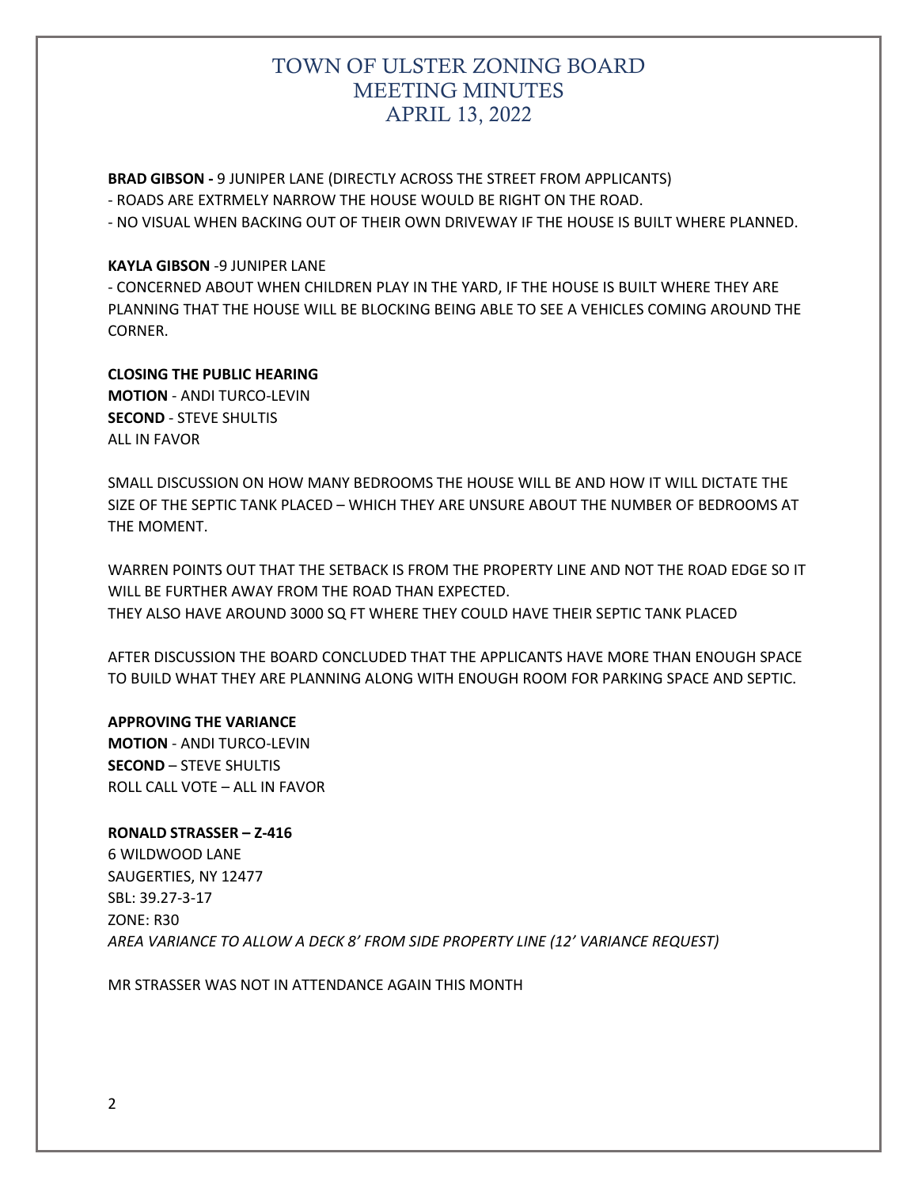**BRAD GIBSON -** 9 JUNIPER LANE (DIRECTLY ACROSS THE STREET FROM APPLICANTS)
- ROADS ARE EXTRMELY NARROW THE HOUSE WOULD BE RIGHT ON THE ROAD.
- NO VISUAL WHEN BACKING OUT OF THEIR OWN DRIVEWAY IF THE HOUSE IS BUILT WHERE PLANNED.

**KAYLA GIBSON** -9 JUNIPER LANE
- CONCERNED ABOUT WHEN CHILDREN PLAY IN THE YARD, IF THE HOUSE IS BUILT WHERE THEY ARE PLANNING THAT THE HOUSE WILL BE BLOCKING BEING ABLE TO SEE A VEHICLES COMING AROUND THE CORNER.

**CLOSING THE PUBLIC HEARING**
**MOTION** - ANDI TURCO-LEVIN
**SECOND** - STEVE SHULTIS
ALL IN FAVOR

SMALL DISCUSSION ON HOW MANY BEDROOMS THE HOUSE WILL BE AND HOW IT WILL DICTATE THE SIZE OF THE SEPTIC TANK PLACED – WHICH THEY ARE UNSURE ABOUT THE NUMBER OF BEDROOMS AT THE MOMENT.

WARREN POINTS OUT THAT THE SETBACK IS FROM THE PROPERTY LINE AND NOT THE ROAD EDGE SO IT WILL BE FURTHER AWAY FROM THE ROAD THAN EXPECTED.
THEY ALSO HAVE AROUND 3000 SQ FT WHERE THEY COULD HAVE THEIR SEPTIC TANK PLACED

AFTER DISCUSSION THE BOARD CONCLUDED THAT THE APPLICANTS HAVE MORE THAN ENOUGH SPACE TO BUILD WHAT THEY ARE PLANNING ALONG WITH ENOUGH ROOM FOR PARKING SPACE AND SEPTIC.

**APPROVING THE VARIANCE**
**MOTION** - ANDI TURCO-LEVIN
**SECOND** – STEVE SHULTIS
ROLL CALL VOTE – ALL IN FAVOR

**RONALD STRASSER – Z-416**
6 WILDWOOD LANE
SAUGERTIES, NY 12477
SBL: 39.27-3-17
ZONE: R30
*AREA VARIANCE TO ALLOW A DECK 8' FROM SIDE PROPERTY LINE (12' VARIANCE REQUEST)*

MR STRASSER WAS NOT IN ATTENDANCE AGAIN THIS MONTH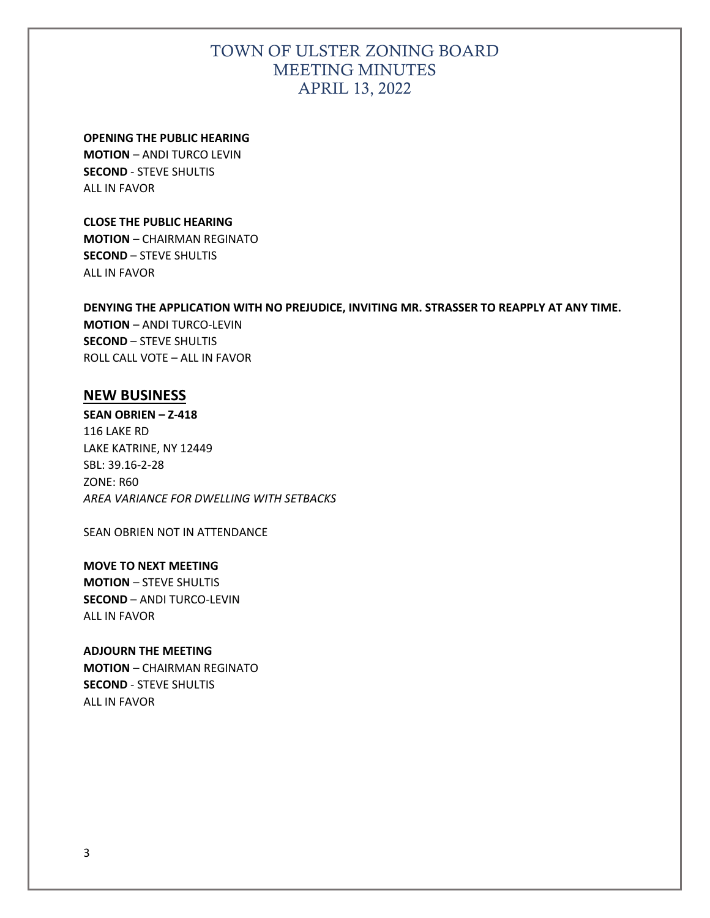**OPENING THE PUBLIC HEARING**
**MOTION** – ANDI TURCO LEVIN
**SECOND** - STEVE SHULTIS
ALL IN FAVOR

**CLOSE THE PUBLIC HEARING**
**MOTION** – CHAIRMAN REGINATO
**SECOND** – STEVE SHULTIS
ALL IN FAVOR

**DENYING THE APPLICATION WITH NO PREJUDICE, INVITING MR. STRASSER TO REAPPLY AT ANY TIME.**
**MOTION** – ANDI TURCO-LEVIN
**SECOND** – STEVE SHULTIS
ROLL CALL VOTE – ALL IN FAVOR

## NEW BUSINESS

**SEAN OBRIEN – Z-418**
116 LAKE RD
LAKE KATRINE, NY 12449
SBL: 39.16-2-28
ZONE: R60
*AREA VARIANCE FOR DWELLING WITH SETBACKS*

SEAN OBRIEN NOT IN ATTENDANCE

**MOVE TO NEXT MEETING**
**MOTION** – STEVE SHULTIS
**SECOND** – ANDI TURCO-LEVIN
ALL IN FAVOR

**ADJOURN THE MEETING**
**MOTION** – CHAIRMAN REGINATO
**SECOND** - STEVE SHULTIS
ALL IN FAVOR